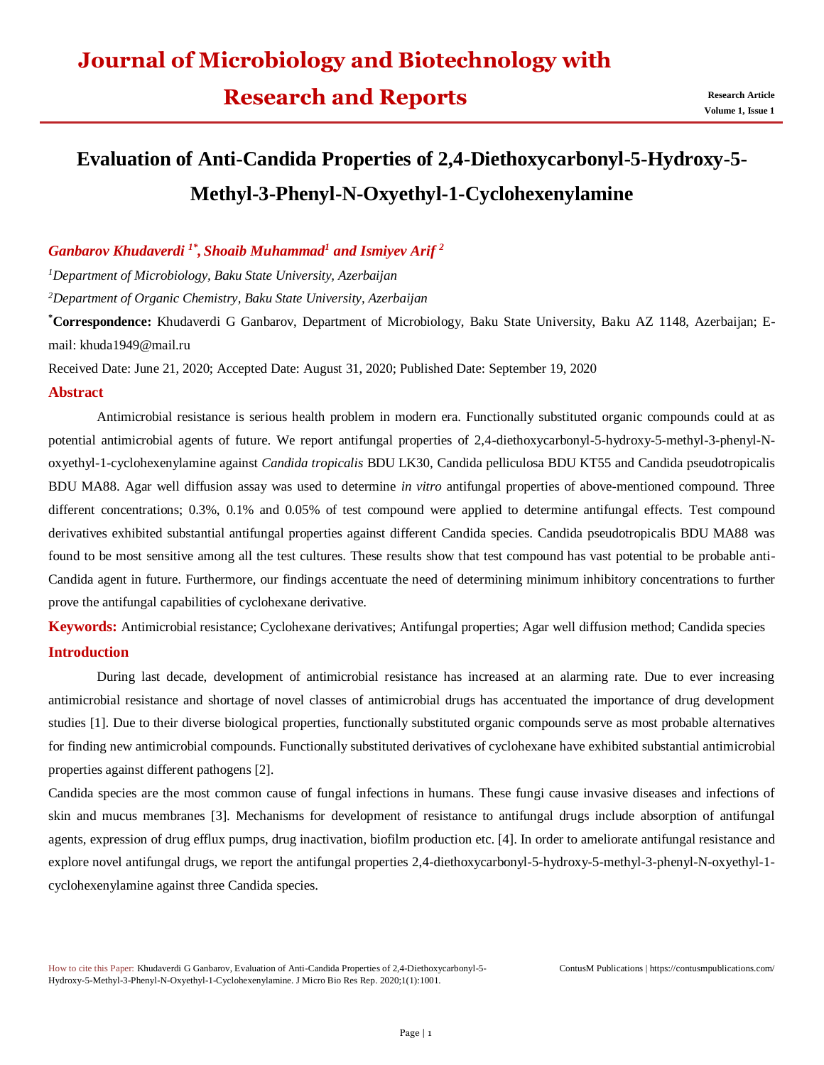# Evaluation of Anti-Candida Properties of 2,4-Diethoxycarbonyl-5-Hydroxy-5-Methyl-3-Phenyl-N-Oxyethyl-1-Cyclohexenylamine

***Ganbarov Khudaverdi [1*], Shoaib Muhammad[1] and Ismiyev Arif [2]***

[1]*Department of Microbiology, Baku State University, Azerbaijan*

[2]*Department of Organic Chemistry, Baku State University, Azerbaijan*

[*]**Correspondence:** Khudaverdi G Ganbarov, Department of Microbiology, Baku State University, Baku AZ 1148, Azerbaijan; E-mail: khuda1949@mail.ru

Received Date: June 21, 2020; Accepted Date: August 31, 2020; Published Date: September 19, 2020

## Abstract

Antimicrobial resistance is serious health problem in modern era. Functionally substituted organic compounds could at as potential antimicrobial agents of future. We report antifungal properties of 2,4-diethoxycarbonyl-5-hydroxy-5-methyl-3-phenyl-N-oxyethyl-1-cyclohexenylamine against *Candida tropicalis* BDU LK30, Candida pelliculosa BDU KT55 and Candida pseudotropicalis BDU MA88. Agar well diffusion assay was used to determine *in vitro* antifungal properties of above-mentioned compound. Three different concentrations; 0.3%, 0.1% and 0.05% of test compound were applied to determine antifungal effects. Test compound derivatives exhibited substantial antifungal properties against different Candida species. Candida pseudotropicalis BDU MA88 was found to be most sensitive among all the test cultures. These results show that test compound has vast potential to be probable anti-Candida agent in future. Furthermore, our findings accentuate the need of determining minimum inhibitory concentrations to further prove the antifungal capabilities of cyclohexane derivative.

**Keywords:** Antimicrobial resistance; Cyclohexane derivatives; Antifungal properties; Agar well diffusion method; Candida species

## Introduction

During last decade, development of antimicrobial resistance has increased at an alarming rate. Due to ever increasing antimicrobial resistance and shortage of novel classes of antimicrobial drugs has accentuated the importance of drug development studies [1]. Due to their diverse biological properties, functionally substituted organic compounds serve as most probable alternatives for finding new antimicrobial compounds. Functionally substituted derivatives of cyclohexane have exhibited substantial antimicrobial properties against different pathogens [2].

Candida species are the most common cause of fungal infections in humans. These fungi cause invasive diseases and infections of skin and mucus membranes [3]. Mechanisms for development of resistance to antifungal drugs include absorption of antifungal agents, expression of drug efflux pumps, drug inactivation, biofilm production etc. [4]. In order to ameliorate antifungal resistance and explore novel antifungal drugs, we report the antifungal properties 2,4-diethoxycarbonyl-5-hydroxy-5-methyl-3-phenyl-N-oxyethyl-1-cyclohexenylamine against three Candida species.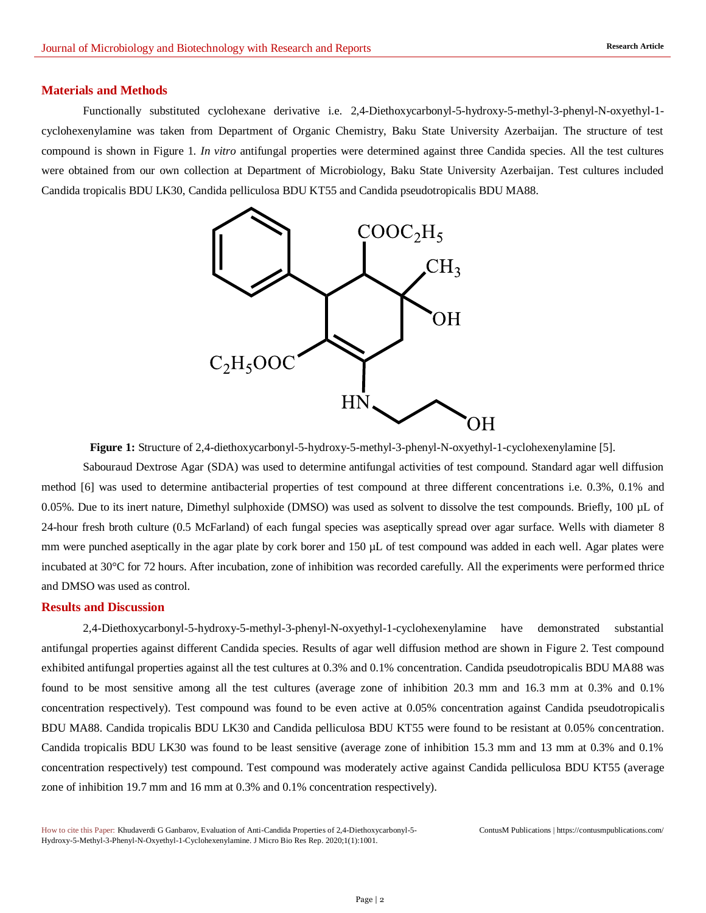## Materials and Methods

Functionally substituted cyclohexane derivative i.e. 2,4-Diethoxycarbonyl-5-hydroxy-5-methyl-3-phenyl-N-oxyethyl-1-cyclohexenylamine was taken from Department of Organic Chemistry, Baku State University Azerbaijan. The structure of test compound is shown in Figure 1. *In vitro* antifungal properties were determined against three Candida species. All the test cultures were obtained from our own collection at Department of Microbiology, Baku State University Azerbaijan. Test cultures included Candida tropicalis BDU LK30, Candida pelliculosa BDU KT55 and Candida pseudotropicalis BDU MA88.

**Figure 1:** Structure of 2,4-diethoxycarbonyl-5-hydroxy-5-methyl-3-phenyl-N-oxyethyl-1-cyclohexenylamine [5].

Sabouraud Dextrose Agar (SDA) was used to determine antifungal activities of test compound. Standard agar well diffusion method [6] was used to determine antibacterial properties of test compound at three different concentrations i.e. 0.3%, 0.1% and 0.05%. Due to its inert nature, Dimethyl sulphoxide (DMSO) was used as solvent to dissolve the test compounds. Briefly, 100 µL of 24-hour fresh broth culture (0.5 McFarland) of each fungal species was aseptically spread over agar surface. Wells with diameter 8 mm were punched aseptically in the agar plate by cork borer and 150 µL of test compound was added in each well. Agar plates were incubated at 30°C for 72 hours. After incubation, zone of inhibition was recorded carefully. All the experiments were performed thrice and DMSO was used as control.

## Results and Discussion

2,4-Diethoxycarbonyl-5-hydroxy-5-methyl-3-phenyl-N-oxyethyl-1-cyclohexenylamine have demonstrated substantial antifungal properties against different Candida species. Results of agar well diffusion method are shown in Figure 2. Test compound exhibited antifungal properties against all the test cultures at 0.3% and 0.1% concentration. Candida pseudotropicalis BDU MA88 was found to be most sensitive among all the test cultures (average zone of inhibition 20.3 mm and 16.3 mm at 0.3% and 0.1% concentration respectively). Test compound was found to be even active at 0.05% concentration against Candida pseudotropicalis BDU MA88. Candida tropicalis BDU LK30 and Candida pelliculosa BDU KT55 were found to be resistant at 0.05% concentration. Candida tropicalis BDU LK30 was found to be least sensitive (average zone of inhibition 15.3 mm and 13 mm at 0.3% and 0.1% concentration respectively) test compound. Test compound was moderately active against Candida pelliculosa BDU KT55 (average zone of inhibition 19.7 mm and 16 mm at 0.3% and 0.1% concentration respectively).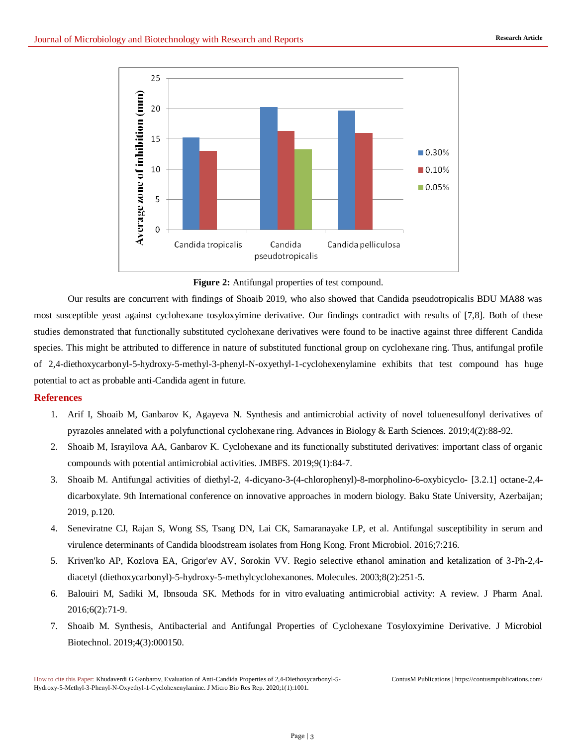**Figure 2:** Antifungal properties of test compound.

Our results are concurrent with findings of Shoaib 2019, who also showed that Candida pseudotropicalis BDU MA88 was most susceptible yeast against cyclohexane tosyloxyimine derivative. Our findings contradict with results of [7,8]. Both of these studies demonstrated that functionally substituted cyclohexane derivatives were found to be inactive against three different Candida species. This might be attributed to difference in nature of substituted functional group on cyclohexane ring. Thus, antifungal profile of 2,4-diethoxycarbonyl-5-hydroxy-5-methyl-3-phenyl-N-oxyethyl-1-cyclohexenylamine exhibits that test compound has huge potential to act as probable anti-Candida agent in future.

## References

1. Arif I, Shoaib M, Ganbarov K, Agayeva N. Synthesis and antimicrobial activity of novel toluenesulfonyl derivatives of pyrazoles annelated with a polyfunctional cyclohexane ring. Advances in Biology & Earth Sciences. 2019;4(2):88-92.
2. Shoaib M, Israyilova AA, Ganbarov K. Cyclohexane and its functionally substituted derivatives: important class of organic compounds with potential antimicrobial activities. JMBFS. 2019;9(1):84-7.
3. Shoaib M. Antifungal activities of diethyl-2, 4-dicyano-3-(4-chlorophenyl)-8-morpholino-6-oxybicyclo- [3.2.1] octane-2,4-dicarboxylate. 9th International conference on innovative approaches in modern biology. Baku State University, Azerbaijan; 2019, p.120.
4. Seneviratne CJ, Rajan S, Wong SS, Tsang DN, Lai CK, Samaranayake LP, et al. Antifungal susceptibility in serum and virulence determinants of Candida bloodstream isolates from Hong Kong. Front Microbiol. 2016;7:216.
5. Kriven'ko AP, Kozlova EA, Grigor'ev AV, Sorokin VV. Regio selective ethanol amination and ketalization of 3-Ph-2,4-diacetyl (diethoxycarbonyl)-5-hydroxy-5-methylcyclohexanones. Molecules. 2003;8(2):251-5.
6. Balouiri M, Sadiki M, Ibnsouda SK. Methods for in vitro evaluating antimicrobial activity: A review. J Pharm Anal. 2016;6(2):71-9.
7. Shoaib M. Synthesis, Antibacterial and Antifungal Properties of Cyclohexane Tosyloxyimine Derivative. J Microbiol Biotechnol. 2019;4(3):000150.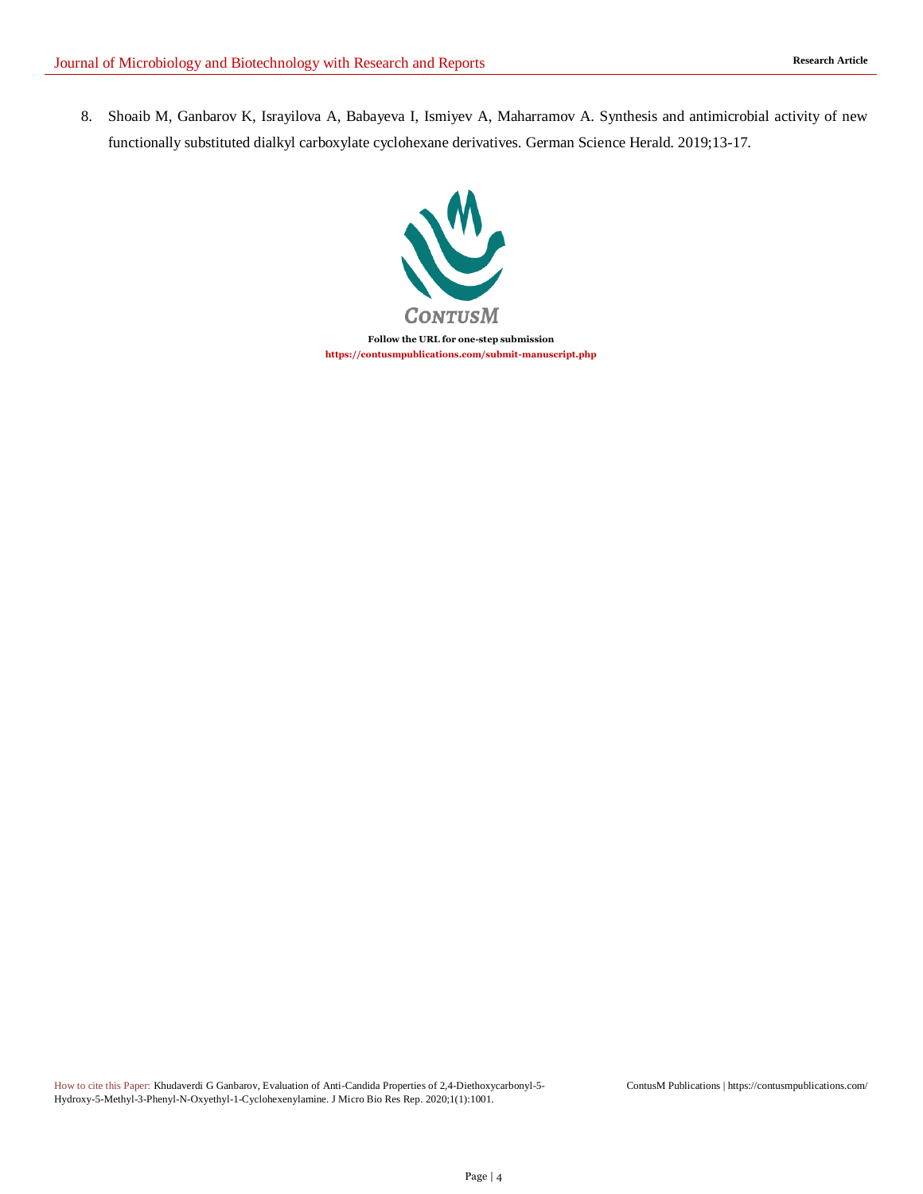8. Shoaib M, Ganbarov K, Israyilova A, Babayeva I, Ismiyev A, Maharramov A. Synthesis and antimicrobial activity of new functionally substituted dialkyl carboxylate cyclohexane derivatives. German Science Herald. 2019;13-17.

**Follow the URL for one-step submission**
**https://contusmpublications.com/submit-manuscript.php**

How to cite this Paper: Khudaverdi G Ganbarov, Evaluation of Anti-Candida Properties of 2,4-Diethoxycarbonyl-5-Hydroxy-5-Methyl-3-Phenyl-N-Oxyethyl-1-Cyclohexenylamine. J Micro Bio Res Rep. 2020;1(1):1001.